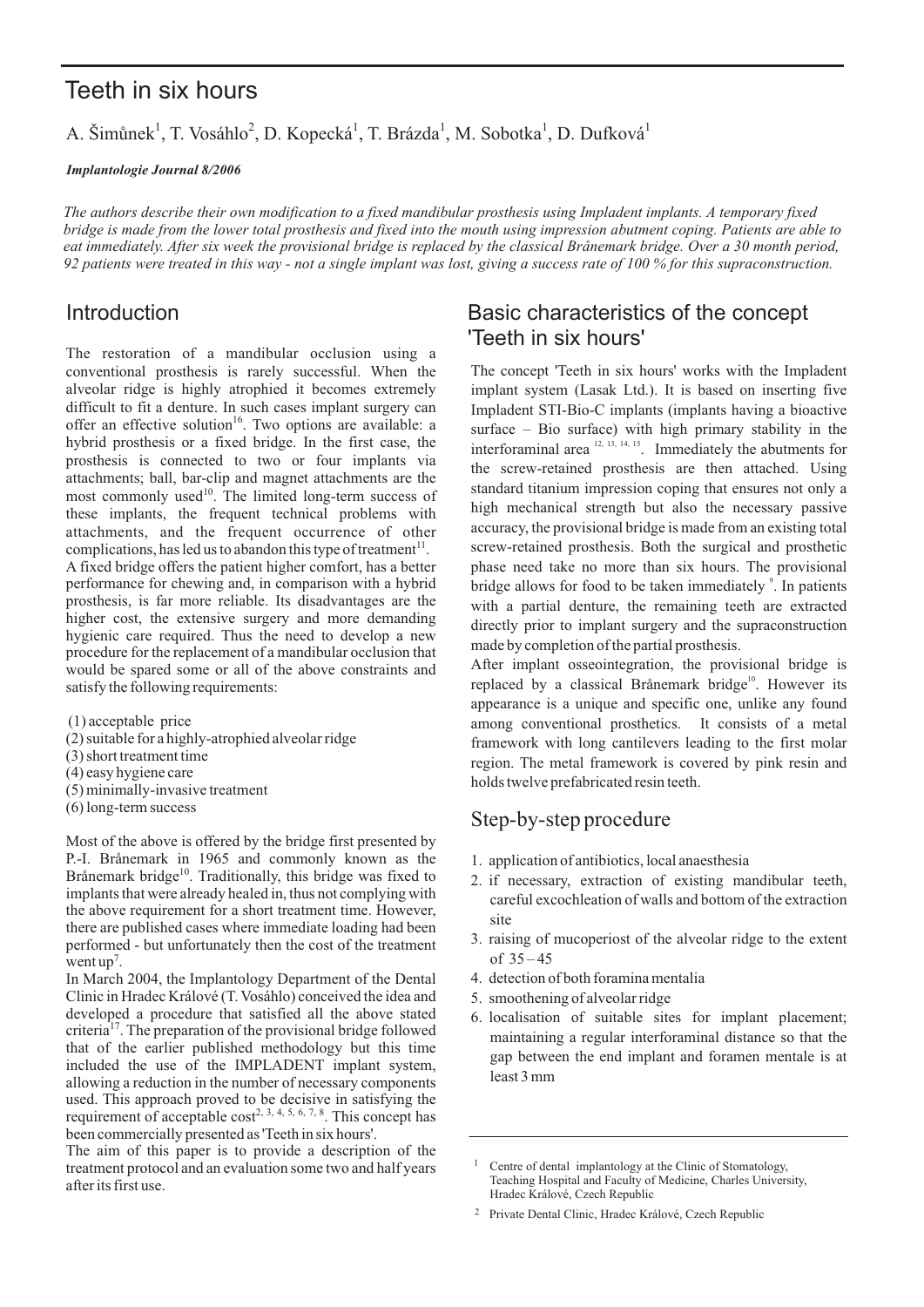# Teeth in six hours

A. Šimůnek[1], T. Vosáhlo[2], D. Kopecká[1], T. Brázda[1], M. Sobotka[1], D. Dufková[1]

***Implantologie Journal 8/2006***

*The authors describe their own modification to a fixed mandibular prosthesis using Impladent implants. A temporary fixed bridge is made from the lower total prosthesis and fixed into the mouth using impression abutment coping. Patients are able to eat immediately. After six week the provisional bridge is replaced by the classical Brånemark bridge. Over a 30 month period, 92 patients were treated in this way - not a single implant was lost, giving a success rate of 100 % for this supraconstruction.*

## Introduction

The restoration of a mandibular occlusion using a conventional prosthesis is rarely successful. When the alveolar ridge is highly atrophied it becomes extremely difficult to fit a denture. In such cases implant surgery can offer an effective solution[16]. Two options are available: a hybrid prosthesis or a fixed bridge. In the first case, the prosthesis is connected to two or four implants via attachments; ball, bar-clip and magnet attachments are the most commonly used[10]. The limited long-term success of these implants, the frequent technical problems with attachments, and the frequent occurrence of other complications, has led us to abandon this type of treatment[11].

A fixed bridge offers the patient higher comfort, has a better performance for chewing and, in comparison with a hybrid prosthesis, is far more reliable. Its disadvantages are the higher cost, the extensive surgery and more demanding hygienic care required. Thus the need to develop a new procedure for the replacement of a mandibular occlusion that would be spared some or all of the above constraints and satisfy the following requirements:

(1) acceptable price
(2) suitable for a highly-atrophied alveolar ridge
(3) short treatment time
(4) easy hygiene care
(5) minimally-invasive treatment
(6) long-term success

Most of the above is offered by the bridge first presented by P.-I. Brånemark in 1965 and commonly known as the Brånemark bridge[10]. Traditionally, this bridge was fixed to implants that were already healed in, thus not complying with the above requirement for a short treatment time. However, there are published cases where immediate loading had been performed - but unfortunately then the cost of the treatment went up[7].

In March 2004, the Implantology Department of the Dental Clinic in Hradec Králové (T. Vosáhlo) conceived the idea and developed a procedure that satisfied all the above stated criteria[17]. The preparation of the provisional bridge followed that of the earlier published methodology but this time included the use of the IMPLADENT implant system, allowing a reduction in the number of necessary components used. This approach proved to be decisive in satisfying the requirement of acceptable cost[2, 3, 4, 5, 6, 7, 8]. This concept has been commercially presented as 'Teeth in six hours'.

The aim of this paper is to provide a description of the treatment protocol and an evaluation some two and half years after its first use.

## Basic characteristics of the concept 'Teeth in six hours'

The concept 'Teeth in six hours' works with the Impladent implant system (Lasak Ltd.). It is based on inserting five Impladent STI-Bio-C implants (implants having a bioactive surface – Bio surface) with high primary stability in the interforaminal area [12, 13, 14, 15]. Immediately the abutments for the screw-retained prosthesis are then attached. Using standard titanium impression coping that ensures not only a high mechanical strength but also the necessary passive accuracy, the provisional bridge is made from an existing total screw-retained prosthesis. Both the surgical and prosthetic phase need take no more than six hours. The provisional bridge allows for food to be taken immediately [9]. In patients with a partial denture, the remaining teeth are extracted directly prior to implant surgery and the supraconstruction made by completion of the partial prosthesis.

After implant osseointegration, the provisional bridge is replaced by a classical Brånemark bridge[10]. However its appearance is a unique and specific one, unlike any found among conventional prosthetics. It consists of a metal framework with long cantilevers leading to the first molar region. The metal framework is covered by pink resin and holds twelve prefabricated resin teeth.

## Step-by-step procedure

1. application of antibiotics, local anaesthesia
2. if necessary, extraction of existing mandibular teeth, careful excochleation of walls and bottom of the extraction site
3. raising of mucoperiost of the alveolar ridge to the extent of 35 – 45
4. detection of both foramina mentalia
5. smoothening of alveolar ridge
6. localisation of suitable sites for implant placement; maintaining a regular interforaminal distance so that the gap between the end implant and foramen mentale is at least 3 mm

---

[1] Centre of dental implantology at the Clinic of Stomatology, Teaching Hospital and Faculty of Medicine, Charles University, Hradec Králové, Czech Republic

[2] Private Dental Clinic, Hradec Králové, Czech Republic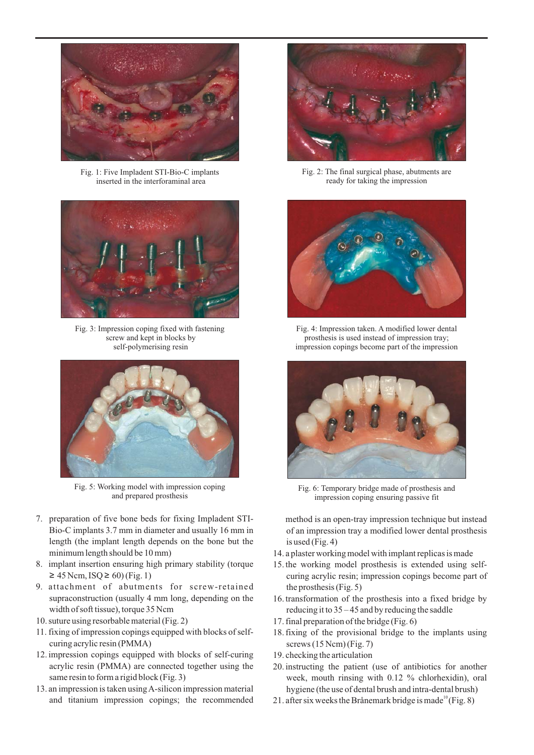Fig. 1: Five Impladent STI-Bio-C implants inserted in the interforaminal area

Fig. 2: The final surgical phase, abutments are ready for taking the impression

Fig. 3: Impression coping fixed with fastening screw and kept in blocks by self-polymerising resin

Fig. 4: Impression taken. A modified lower dental prosthesis is used instead of impression tray; impression copings become part of the impression

Fig. 5: Working model with impression coping and prepared prosthesis

Fig. 6: Temporary bridge made of prosthesis and impression coping ensuring passive fit

7. preparation of five bone beds for fixing Impladent STI-Bio-C implants 3.7 mm in diameter and usually 16 mm in length (the implant length depends on the bone but the minimum length should be 10 mm)
8. implant insertion ensuring high primary stability (torque ≥ 45 Ncm, ISQ ≥ 60) (Fig. 1)
9. attachment of abutments for screw-retained supraconstruction (usually 4 mm long, depending on the width of soft tissue), torque 35 Ncm
10. suture using resorbable material (Fig. 2)
11. fixing of impression copings equipped with blocks of self-curing acrylic resin (PMMA)
12. impression copings equipped with blocks of self-curing acrylic resin (PMMA) are connected together using the same resin to form a rigid block (Fig. 3)
13. an impression is taken using A-silicon impression material and titanium impression copings; the recommended method is an open-tray impression technique but instead of an impression tray a modified lower dental prosthesis is used (Fig. 4)
14. a plaster working model with implant replicas is made
15. the working model prosthesis is extended using self-curing acrylic resin; impression copings become part of the prosthesis (Fig. 5)
16. transformation of the prosthesis into a fixed bridge by reducing it to 35 – 45 and by reducing the saddle
17. final preparation of the bridge (Fig. 6)
18. fixing of the provisional bridge to the implants using screws (15 Ncm) (Fig. 7)
19. checking the articulation
20. instructing the patient (use of antibiotics for another week, mouth rinsing with 0.12 % chlorhexidin), oral hygiene (the use of dental brush and intra-dental brush)
21. after six weeks the Brånemark bridge is made[10] (Fig. 8)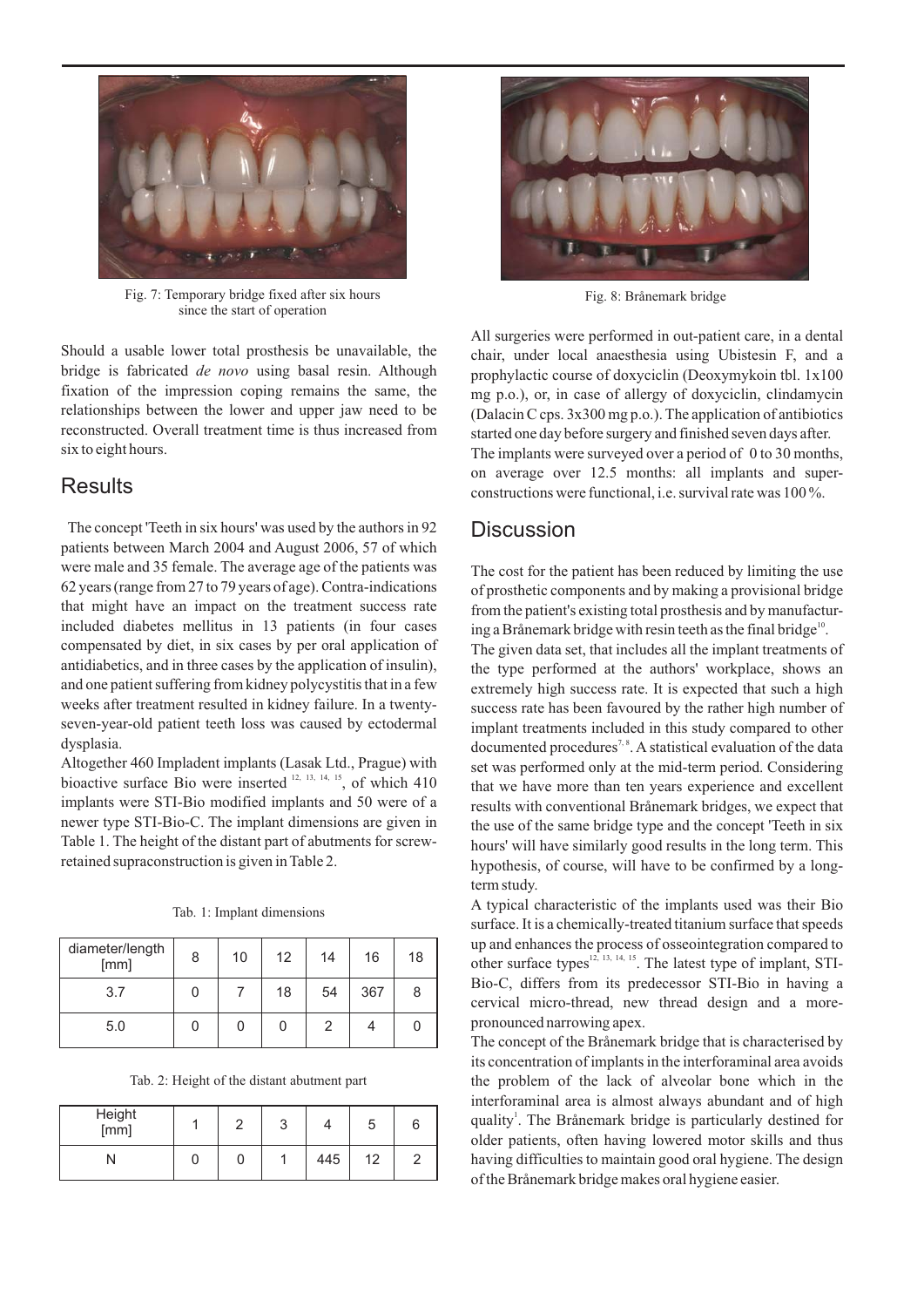Fig. 7: Temporary bridge fixed after six hours since the start of operation

Should a usable lower total prosthesis be unavailable, the bridge is fabricated *de novo* using basal resin. Although fixation of the impression coping remains the same, the relationships between the lower and upper jaw need to be reconstructed. Overall treatment time is thus increased from six to eight hours.

## Results

The concept 'Teeth in six hours' was used by the authors in 92 patients between March 2004 and August 2006, 57 of which were male and 35 female. The average age of the patients was 62 years (range from 27 to 79 years of age). Contra-indications that might have an impact on the treatment success rate included diabetes mellitus in 13 patients (in four cases compensated by diet, in six cases by per oral application of antidiabetics, and in three cases by the application of insulin), and one patient suffering from kidney polycystitis that in a few weeks after treatment resulted in kidney failure. In a twenty-seven-year-old patient teeth loss was caused by ectodermal dysplasia.

Altogether 460 Impladent implants (Lasak Ltd., Prague) with bioactive surface Bio were inserted [12, 13, 14, 15], of which 410 implants were STI-Bio modified implants and 50 were of a newer type STI-Bio-C. The implant dimensions are given in Table 1. The height of the distant part of abutments for screw-retained supraconstruction is given in Table 2.

Tab. 1: Implant dimensions

| diameter/length [mm] | 8 | 10 | 12 | 14 | 16 | 18 |
|---|---|---|---|---|---|---|
| 3.7 | 0 | 7 | 18 | 54 | 367 | 8 |
| 5.0 | 0 | 0 | 0 | 2 | 4 | 0 |

Tab. 2: Height of the distant abutment part

| Height [mm] | 1 | 2 | 3 | 4 | 5 | 6 |
|---|---|---|---|---|---|---|
| N | 0 | 0 | 1 | 445 | 12 | 2 |

Fig. 8: Brånemark bridge

All surgeries were performed in out-patient care, in a dental chair, under local anaesthesia using Ubistesin F, and a prophylactic course of doxyciclin (Deoxymykoin tbl. 1x100 mg p.o.), or, in case of allergy of doxyciclin, clindamycin (Dalacin C cps. 3x300 mg p.o.). The application of antibiotics started one day before surgery and finished seven days after.

The implants were surveyed over a period of 0 to 30 months, on average over 12.5 months: all implants and superconstructions were functional, i.e. survival rate was 100 %.

## Discussion

The cost for the patient has been reduced by limiting the use of prosthetic components and by making a provisional bridge from the patient's existing total prosthesis and by manufacturing a Brånemark bridge with resin teeth as the final bridge[10].

The given data set, that includes all the implant treatments of the type performed at the authors' workplace, shows an extremely high success rate. It is expected that such a high success rate has been favoured by the rather high number of implant treatments included in this study compared to other documented procedures[7, 8]. A statistical evaluation of the data set was performed only at the mid-term period. Considering that we have more than ten years experience and excellent results with conventional Brånemark bridges, we expect that the use of the same bridge type and the concept 'Teeth in six hours' will have similarly good results in the long term. This hypothesis, of course, will have to be confirmed by a long-term study.

A typical characteristic of the implants used was their Bio surface. It is a chemically-treated titanium surface that speeds up and enhances the process of osseointegration compared to other surface types[12, 13, 14, 15]. The latest type of implant, STI-Bio-C, differs from its predecessor STI-Bio in having a cervical micro-thread, new thread design and a more-pronounced narrowing apex.

The concept of the Brånemark bridge that is characterised by its concentration of implants in the interforaminal area avoids the problem of the lack of alveolar bone which in the interforaminal area is almost always abundant and of high quality[1]. The Brånemark bridge is particularly destined for older patients, often having lowered motor skills and thus having difficulties to maintain good oral hygiene. The design of the Brånemark bridge makes oral hygiene easier.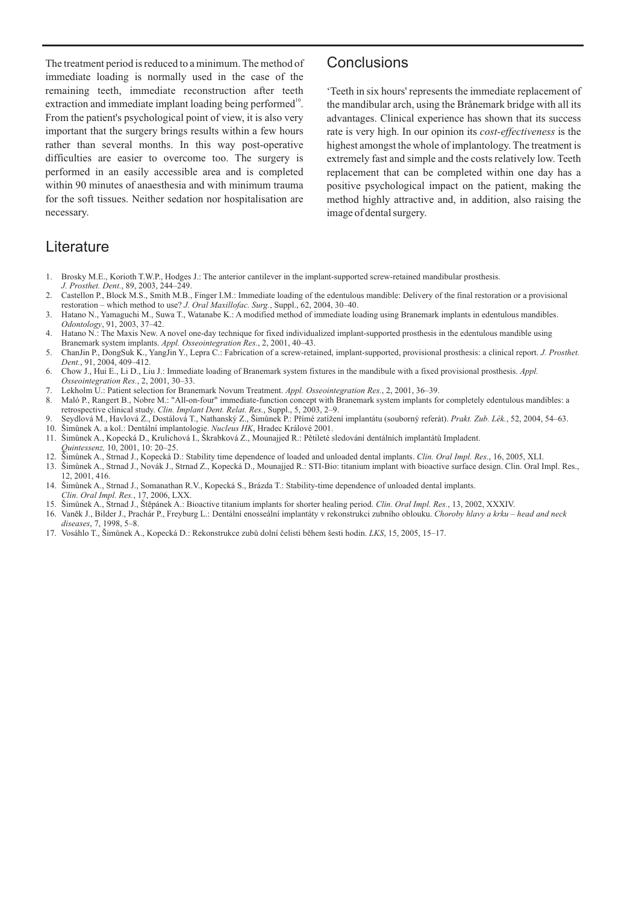The treatment period is reduced to a minimum. The method of immediate loading is normally used in the case of the remaining teeth, immediate reconstruction after teeth extraction and immediate implant loading being performed[10]. From the patient's psychological point of view, it is also very important that the surgery brings results within a few hours rather than several months. In this way post-operative difficulties are easier to overcome too. The surgery is performed in an easily accessible area and is completed within 90 minutes of anaesthesia and with minimum trauma for the soft tissues. Neither sedation nor hospitalisation are necessary.

## Conclusions

'Teeth in six hours' represents the immediate replacement of the mandibular arch, using the Brånemark bridge with all its advantages. Clinical experience has shown that its success rate is very high. In our opinion its *cost-effectiveness* is the highest amongst the whole of implantology. The treatment is extremely fast and simple and the costs relatively low. Teeth replacement that can be completed within one day has a positive psychological impact on the patient, making the method highly attractive and, in addition, also raising the image of dental surgery.

## Literature

1. Brosky M.E., Korioth T.W.P., Hodges J.: The anterior cantilever in the implant-supported screw-retained mandibular prosthesis. *J. Prosthet. Dent.*, 89, 2003, 244–249.
2. Castellon P., Block M.S., Smith M.B., Finger I.M.: Immediate loading of the edentulous mandible: Delivery of the final restoration or a provisional restoration – which method to use? *J. Oral Maxillofac. Surg.*, Suppl., 62, 2004, 30–40.
3. Hatano N., Yamaguchi M., Suwa T., Watanabe K.: A modified method of immediate loading using Branemark implants in edentulous mandibles. *Odontology*, 91, 2003, 37–42.
4. Hatano N.: The Maxis New. A novel one-day technique for fixed individualized implant-supported prosthesis in the edentulous mandible using Branemark system implants. *Appl. Osseointegration Res.*, 2, 2001, 40–43.
5. ChanJin P., DongSuk K., YangJin Y., Lepra C.: Fabrication of a screw-retained, implant-supported, provisional prosthesis: a clinical report. *J. Prosthet. Dent.*, 91, 2004, 409–412.
6. Chow J., Hui E., Li D., Liu J.: Immediate loading of Branemark system fixtures in the mandibule with a fixed provisional prosthesis. *Appl. Osseointegration Res.*, 2, 2001, 30–33.
7. Lekholm U.: Patient selection for Branemark Novum Treatment. *Appl. Osseointegration Res.*, 2, 2001, 36–39.
8. Maló P., Rangert B., Nobre M.: "All-on-four" immediate-function concept with Branemark system implants for completely edentulous mandibles: a retrospective clinical study. *Clin. Implant Dent. Relat. Res.*, Suppl., 5, 2003, 2–9.
9. Seydlová M., Havlová Z., Dostálová T., Nathanský Z., Šimůnek P.: Přímé zatížení implantátu (souborný referát). *Prakt. Zub. Lék.*, 52, 2004, 54–63.
10. Šimůnek A. a kol.: Dentální implantologie. *Nucleus HK*, Hradec Králové 2001.
11. Šimůnek A., Kopecká D., Krulichová I., Škrabková Z., Mounajjed R.: Pětileté sledování dentálních implantátů Impladent. *Quintessenz,* 10, 2001, 10: 20–25.
12. Šimůnek A., Strnad J., Kopecká D.: Stability time dependence of loaded and unloaded dental implants. *Clin. Oral Impl. Res.*, 16, 2005, XLI.
13. Šimůnek A., Strnad J., Novák J., Strnad Z., Kopecká D., Mounajjed R.: STI-Bio: titanium implant with bioactive surface design. Clin. Oral Impl. Res., 12, 2001, 416.
14. Šimůnek A., Strnad J., Somanathan R.V., Kopecká S., Brázda T.: Stability-time dependence of unloaded dental implants. *Clin. Oral Impl. Res.*, 17, 2006, LXX.
15. Šimůnek A., Strnad J., Štěpánek A.: Bioactive titanium implants for shorter healing period. *Clin. Oral Impl. Res.*, 13, 2002, XXXIV.
16. Vaněk J., Bilder J., Prachár P., Freyburg L.: Dentální enosseální implantáty v rekonstrukci zubního oblouku. *Choroby hlavy a krku – head and neck diseases*, 7, 1998, 5–8.
17. Vosáhlo T., Šimůnek A., Kopecká D.: Rekonstrukce zubů dolní čelisti během šesti hodin. *LKS*, 15, 2005, 15–17.